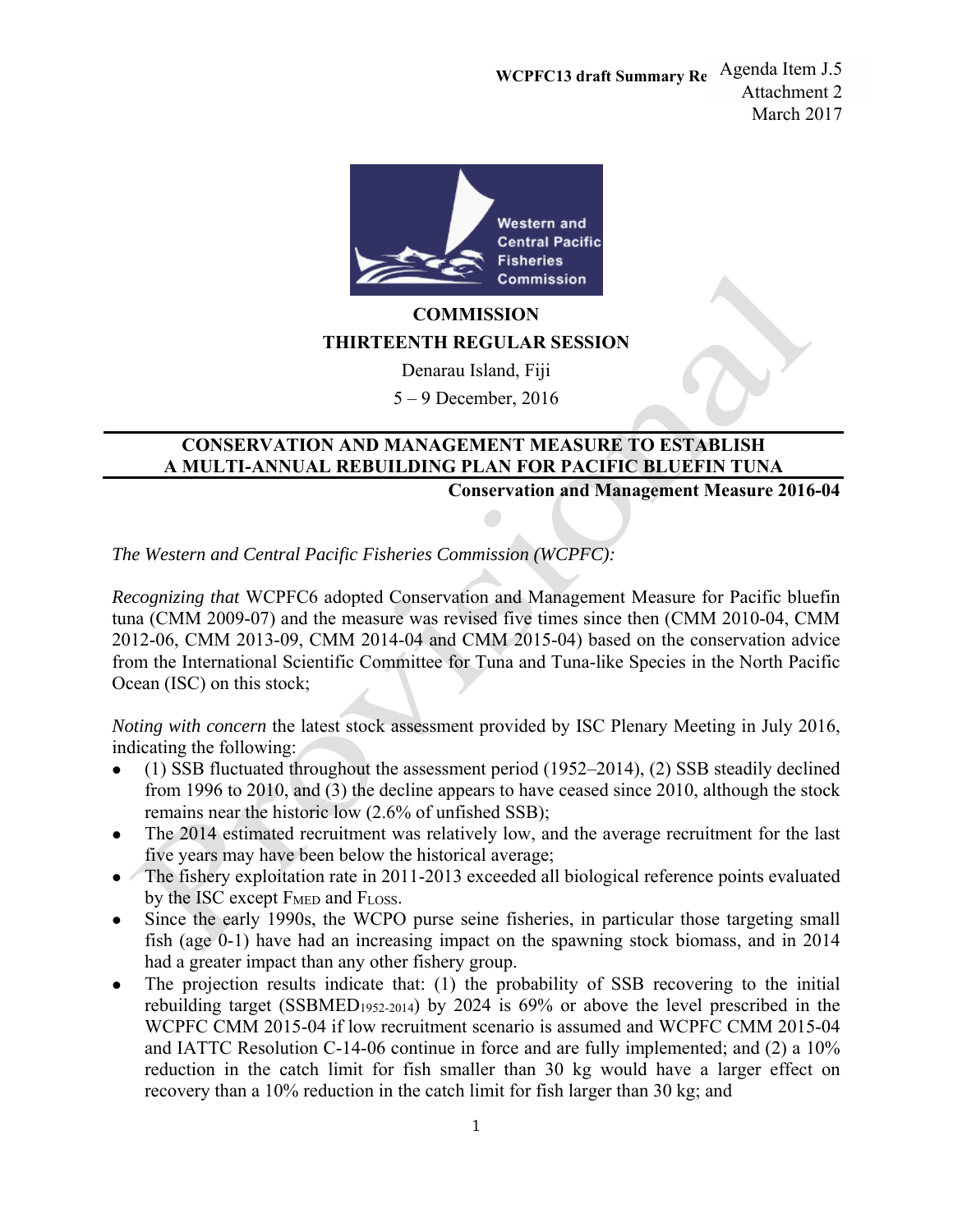Agenda Item J.5
Attachment 2
March 2017

**COMMISSION**
**THIRTEENTH REGULAR SESSION**
Denarau Island, Fiji
5 – 9 December, 2016

# CONSERVATION AND MANAGEMENT MEASURE TO ESTABLISH A MULTI-ANNUAL REBUILDING PLAN FOR PACIFIC BLUEFIN TUNA

**Conservation and Management Measure 2016-04**

*The Western and Central Pacific Fisheries Commission (WCPFC):*

*Recognizing that* WCPFC6 adopted Conservation and Management Measure for Pacific bluefin tuna (CMM 2009-07) and the measure was revised five times since then (CMM 2010-04, CMM 2012-06, CMM 2013-09, CMM 2014-04 and CMM 2015-04) based on the conservation advice from the International Scientific Committee for Tuna and Tuna-like Species in the North Pacific Ocean (ISC) on this stock;

*Noting with concern* the latest stock assessment provided by ISC Plenary Meeting in July 2016, indicating the following:

- (1) SSB fluctuated throughout the assessment period (1952–2014), (2) SSB steadily declined from 1996 to 2010, and (3) the decline appears to have ceased since 2010, although the stock remains near the historic low (2.6% of unfished SSB);
- The 2014 estimated recruitment was relatively low, and the average recruitment for the last five years may have been below the historical average;
- The fishery exploitation rate in 2011-2013 exceeded all biological reference points evaluated by the ISC except $F_{MED}$ and $F_{LOSS}$.
- Since the early 1990s, the WCPO purse seine fisheries, in particular those targeting small fish (age 0-1) have had an increasing impact on the spawning stock biomass, and in 2014 had a greater impact than any other fishery group.
- The projection results indicate that: (1) the probability of SSB recovering to the initial rebuilding target ($SSBMED_{1952\text{-}2014}$) by 2024 is 69% or above the level prescribed in the WCPFC CMM 2015-04 if low recruitment scenario is assumed and WCPFC CMM 2015-04 and IATTC Resolution C-14-06 continue in force and are fully implemented; and (2) a 10% reduction in the catch limit for fish smaller than 30 kg would have a larger effect on recovery than a 10% reduction in the catch limit for fish larger than 30 kg; and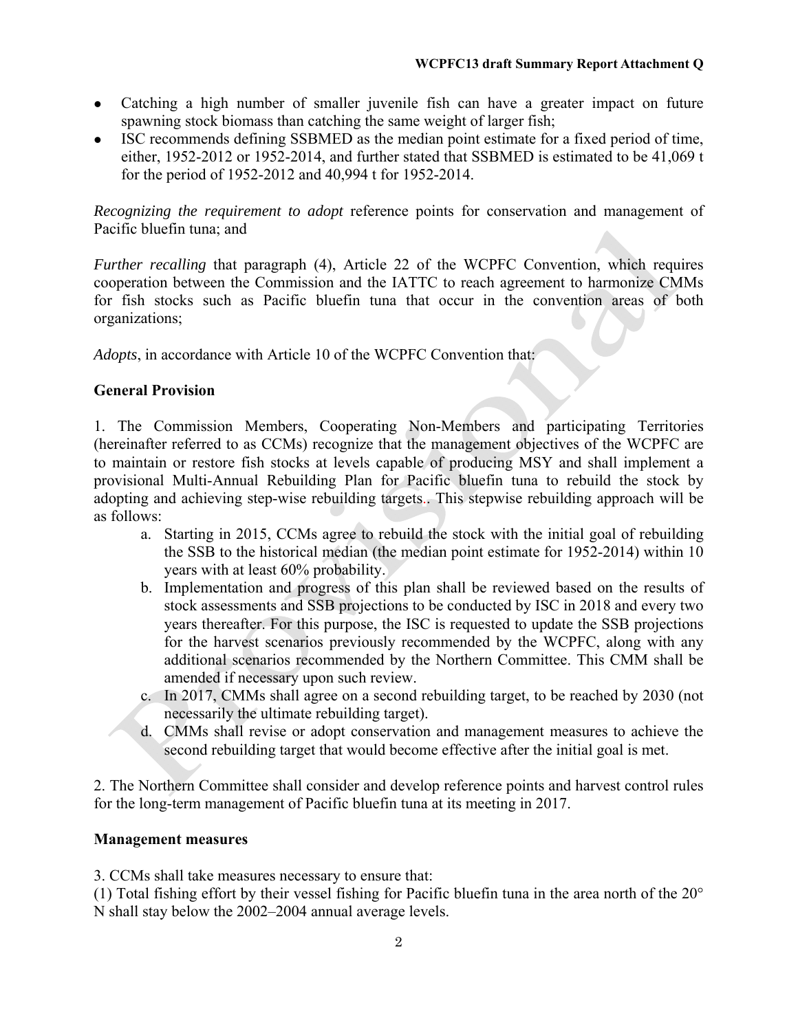- Catching a high number of smaller juvenile fish can have a greater impact on future spawning stock biomass than catching the same weight of larger fish;
- ISC recommends defining SSBMED as the median point estimate for a fixed period of time, either, 1952-2012 or 1952-2014, and further stated that SSBMED is estimated to be 41,069 t for the period of 1952-2012 and 40,994 t for 1952-2014.

*Recognizing the requirement to adopt* reference points for conservation and management of Pacific bluefin tuna; and

*Further recalling* that paragraph (4), Article 22 of the WCPFC Convention, which requires cooperation between the Commission and the IATTC to reach agreement to harmonize CMMs for fish stocks such as Pacific bluefin tuna that occur in the convention areas of both organizations;

*Adopts*, in accordance with Article 10 of the WCPFC Convention that:

**General Provision**

1. The Commission Members, Cooperating Non-Members and participating Territories (hereinafter referred to as CCMs) recognize that the management objectives of the WCPFC are to maintain or restore fish stocks at levels capable of producing MSY and shall implement a provisional Multi-Annual Rebuilding Plan for Pacific bluefin tuna to rebuild the stock by adopting and achieving step-wise rebuilding targets.. This stepwise rebuilding approach will be as follows:
   a. Starting in 2015, CCMs agree to rebuild the stock with the initial goal of rebuilding the SSB to the historical median (the median point estimate for 1952-2014) within 10 years with at least 60% probability.
   b. Implementation and progress of this plan shall be reviewed based on the results of stock assessments and SSB projections to be conducted by ISC in 2018 and every two years thereafter. For this purpose, the ISC is requested to update the SSB projections for the harvest scenarios previously recommended by the WCPFC, along with any additional scenarios recommended by the Northern Committee. This CMM shall be amended if necessary upon such review.
   c. In 2017, CMMs shall agree on a second rebuilding target, to be reached by 2030 (not necessarily the ultimate rebuilding target).
   d. CMMs shall revise or adopt conservation and management measures to achieve the second rebuilding target that would become effective after the initial goal is met.

2. The Northern Committee shall consider and develop reference points and harvest control rules for the long-term management of Pacific bluefin tuna at its meeting in 2017.

**Management measures**

3. CCMs shall take measures necessary to ensure that:

(1) Total fishing effort by their vessel fishing for Pacific bluefin tuna in the area north of the 20° N shall stay below the 2002–2004 annual average levels.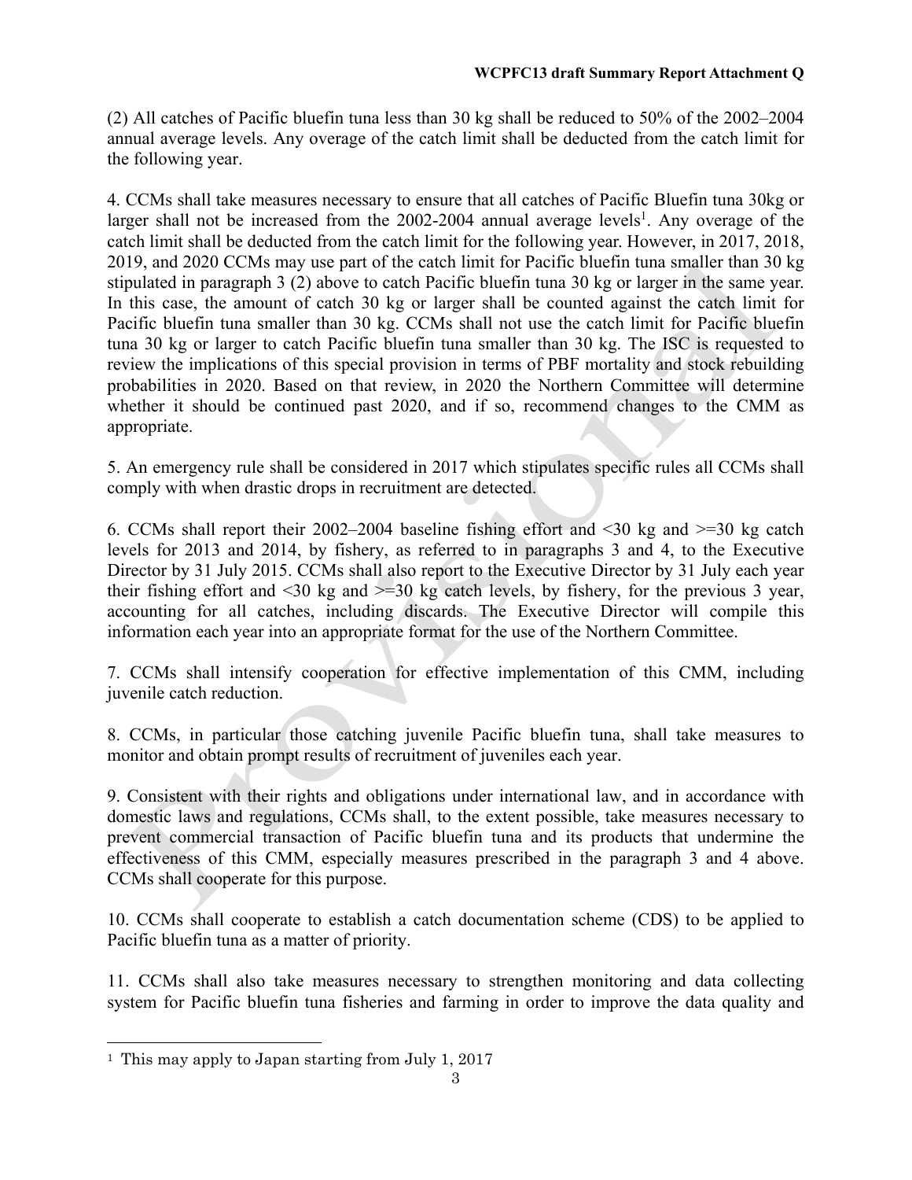(2) All catches of Pacific bluefin tuna less than 30 kg shall be reduced to 50% of the 2002–2004 annual average levels. Any overage of the catch limit shall be deducted from the catch limit for the following year.

4. CCMs shall take measures necessary to ensure that all catches of Pacific Bluefin tuna 30kg or larger shall not be increased from the 2002-2004 annual average levels[1]. Any overage of the catch limit shall be deducted from the catch limit for the following year. However, in 2017, 2018, 2019, and 2020 CCMs may use part of the catch limit for Pacific bluefin tuna smaller than 30 kg stipulated in paragraph 3 (2) above to catch Pacific bluefin tuna 30 kg or larger in the same year. In this case, the amount of catch 30 kg or larger shall be counted against the catch limit for Pacific bluefin tuna smaller than 30 kg. CCMs shall not use the catch limit for Pacific bluefin tuna 30 kg or larger to catch Pacific bluefin tuna smaller than 30 kg. The ISC is requested to review the implications of this special provision in terms of PBF mortality and stock rebuilding probabilities in 2020. Based on that review, in 2020 the Northern Committee will determine whether it should be continued past 2020, and if so, recommend changes to the CMM as appropriate.

5. An emergency rule shall be considered in 2017 which stipulates specific rules all CCMs shall comply with when drastic drops in recruitment are detected.

6. CCMs shall report their 2002–2004 baseline fishing effort and <30 kg and >=30 kg catch levels for 2013 and 2014, by fishery, as referred to in paragraphs 3 and 4, to the Executive Director by 31 July 2015. CCMs shall also report to the Executive Director by 31 July each year their fishing effort and <30 kg and >=30 kg catch levels, by fishery, for the previous 3 year, accounting for all catches, including discards. The Executive Director will compile this information each year into an appropriate format for the use of the Northern Committee.

7. CCMs shall intensify cooperation for effective implementation of this CMM, including juvenile catch reduction.

8. CCMs, in particular those catching juvenile Pacific bluefin tuna, shall take measures to monitor and obtain prompt results of recruitment of juveniles each year.

9. Consistent with their rights and obligations under international law, and in accordance with domestic laws and regulations, CCMs shall, to the extent possible, take measures necessary to prevent commercial transaction of Pacific bluefin tuna and its products that undermine the effectiveness of this CMM, especially measures prescribed in the paragraph 3 and 4 above. CCMs shall cooperate for this purpose.

10. CCMs shall cooperate to establish a catch documentation scheme (CDS) to be applied to Pacific bluefin tuna as a matter of priority.

11. CCMs shall also take measures necessary to strengthen monitoring and data collecting system for Pacific bluefin tuna fisheries and farming in order to improve the data quality and

---

[1] This may apply to Japan starting from July 1, 2017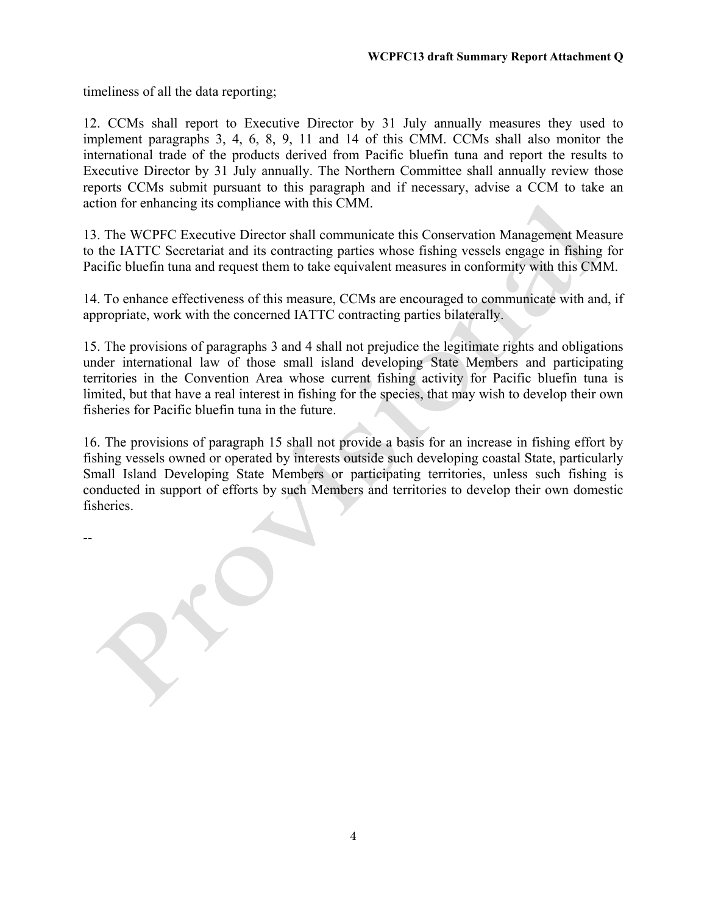timeliness of all the data reporting;

12. CCMs shall report to Executive Director by 31 July annually measures they used to implement paragraphs 3, 4, 6, 8, 9, 11 and 14 of this CMM. CCMs shall also monitor the international trade of the products derived from Pacific bluefin tuna and report the results to Executive Director by 31 July annually. The Northern Committee shall annually review those reports CCMs submit pursuant to this paragraph and if necessary, advise a CCM to take an action for enhancing its compliance with this CMM.

13. The WCPFC Executive Director shall communicate this Conservation Management Measure to the IATTC Secretariat and its contracting parties whose fishing vessels engage in fishing for Pacific bluefin tuna and request them to take equivalent measures in conformity with this CMM.

14. To enhance effectiveness of this measure, CCMs are encouraged to communicate with and, if appropriate, work with the concerned IATTC contracting parties bilaterally.

15. The provisions of paragraphs 3 and 4 shall not prejudice the legitimate rights and obligations under international law of those small island developing State Members and participating territories in the Convention Area whose current fishing activity for Pacific bluefin tuna is limited, but that have a real interest in fishing for the species, that may wish to develop their own fisheries for Pacific bluefin tuna in the future.

16. The provisions of paragraph 15 shall not provide a basis for an increase in fishing effort by fishing vessels owned or operated by interests outside such developing coastal State, particularly Small Island Developing State Members or participating territories, unless such fishing is conducted in support of efforts by such Members and territories to develop their own domestic fisheries.

--